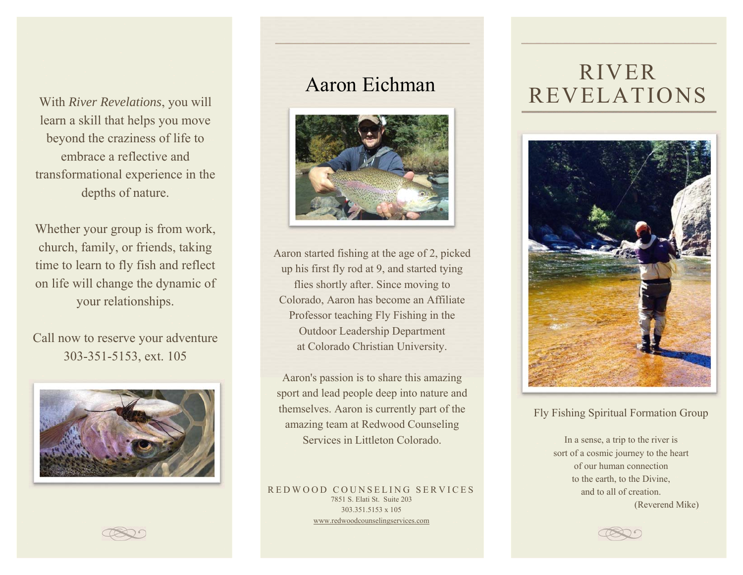With *River Revelations*, you will learn a skill that helps you move beyond the craziness of life to embrace a reflective and transformational experience in the depths of nature.

Whether your group is from work, church, family, or friends, taking time to learn to fly fish and reflect on life will change the dynamic of your relationships.

Call now to reserve your adventure
303-351-5153, ext. 105

## Aaron Eichman

Aaron started fishing at the age of 2, picked up his first fly rod at 9, and started tying flies shortly after. Since moving to Colorado, Aaron has become an Affiliate Professor teaching Fly Fishing in the Outdoor Leadership Department at Colorado Christian University.

Aaron's passion is to share this amazing sport and lead people deep into nature and themselves. Aaron is currently part of the amazing team at Redwood Counseling Services in Littleton Colorado.

REDWOOD COUNSELING SERVICES
7851 S. Elati St. Suite 203
303.351.5153 x 105
www.redwoodcounselingservices.com

# RIVER REVELATIONS

Fly Fishing Spiritual Formation Group

In a sense, a trip to the river is
sort of a cosmic journey to the heart
of our human connection
to the earth, to the Divine,
and to all of creation.
(Reverend Mike)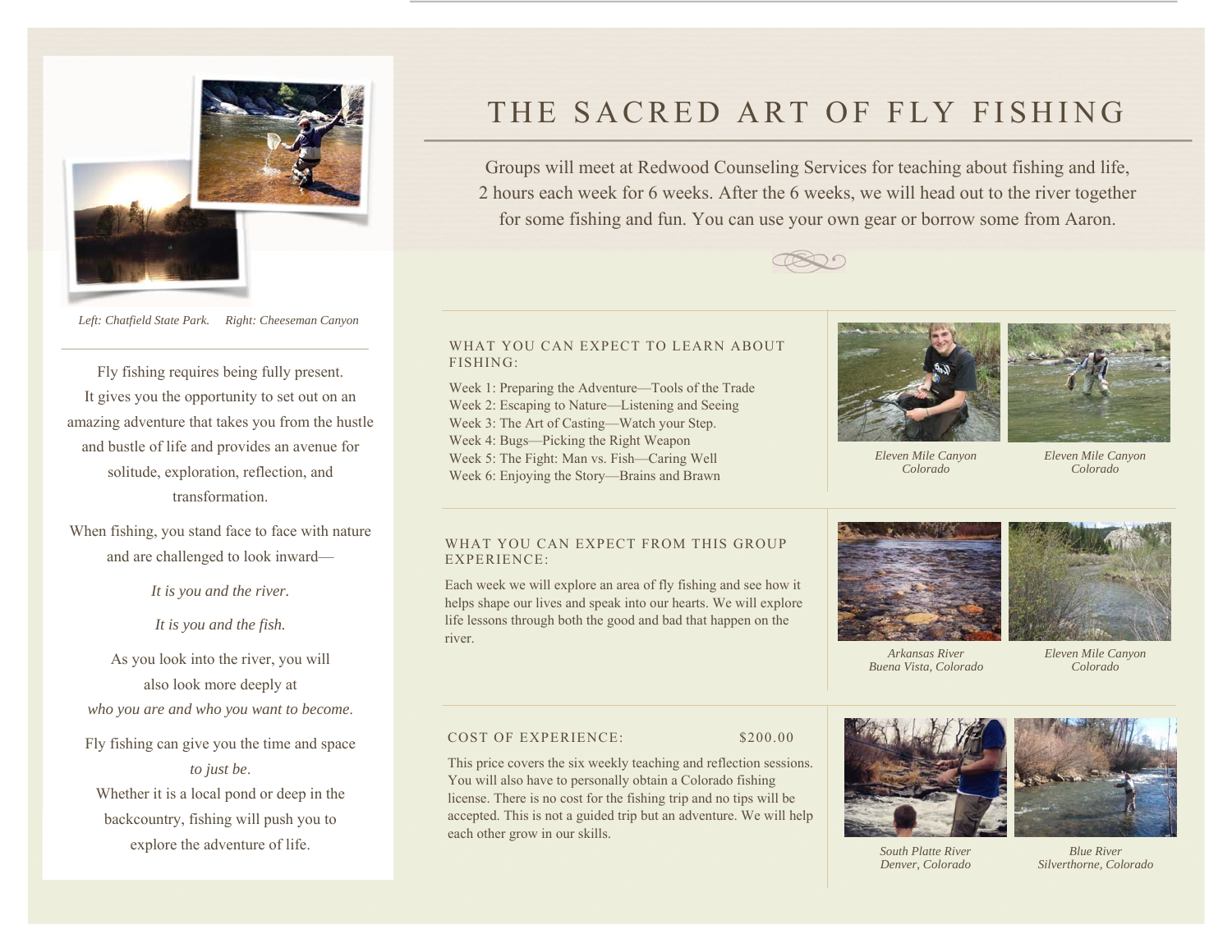# THE SACRED ART OF FLY FISHING

Groups will meet at Redwood Counseling Services for teaching about fishing and life, 2 hours each week for 6 weeks. After the 6 weeks, we will head out to the river together for some fishing and fun. You can use your own gear or borrow some from Aaron.

*Left: Chatfield State Park. Right: Cheeseman Canyon*

Fly fishing requires being fully present. It gives you the opportunity to set out on an amazing adventure that takes you from the hustle and bustle of life and provides an avenue for solitude, exploration, reflection, and transformation.

When fishing, you stand face to face with nature and are challenged to look inward—

*It is you and the river.*

*It is you and the fish.*

As you look into the river, you will also look more deeply at *who you are and who you want to become*.

Fly fishing can give you the time and space *to just be*.

Whether it is a local pond or deep in the backcountry, fishing will push you to explore the adventure of life.

## WHAT YOU CAN EXPECT TO LEARN ABOUT FISHING:

Week 1: Preparing the Adventure—Tools of the Trade
Week 2: Escaping to Nature—Listening and Seeing
Week 3: The Art of Casting—Watch your Step.
Week 4: Bugs—Picking the Right Weapon
Week 5: The Fight: Man vs. Fish—Caring Well
Week 6: Enjoying the Story—Brains and Brawn

*Eleven Mile Canyon Colorado*

*Eleven Mile Canyon Colorado*

## WHAT YOU CAN EXPECT FROM THIS GROUP EXPERIENCE:

Each week we will explore an area of fly fishing and see how it helps shape our lives and speak into our hearts. We will explore life lessons through both the good and bad that happen on the river.

*Arkansas River Buena Vista, Colorado*

*Eleven Mile Canyon Colorado*

## COST OF EXPERIENCE: $200.00

This price covers the six weekly teaching and reflection sessions. You will also have to personally obtain a Colorado fishing license. There is no cost for the fishing trip and no tips will be accepted. This is not a guided trip but an adventure. We will help each other grow in our skills.

*South Platte River Denver, Colorado*

*Blue River Silverthorne, Colorado*